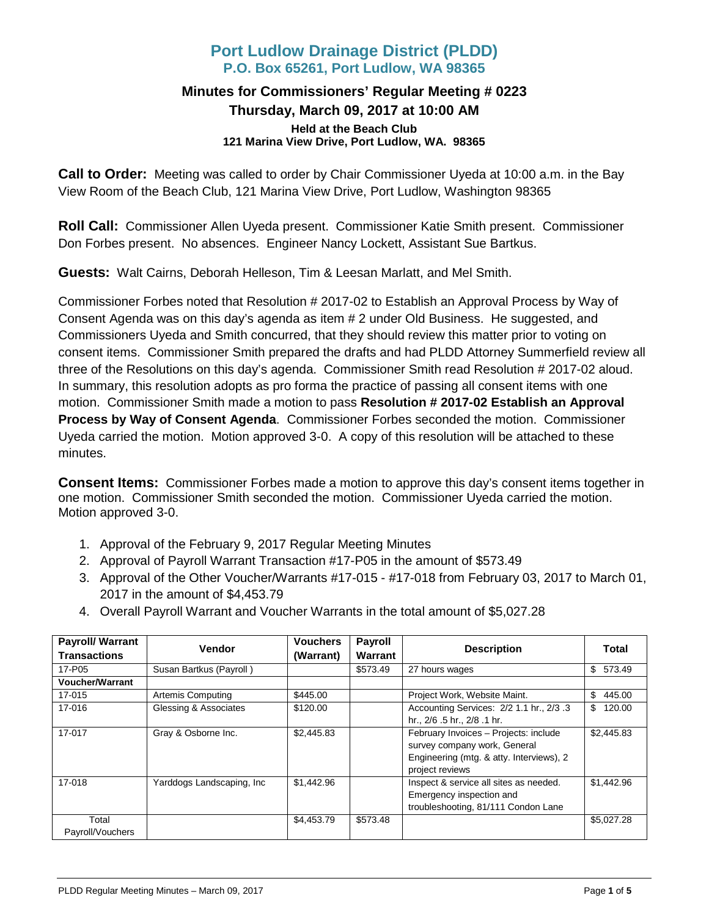# Port Ludlow Drainage District (PLDD)

## P.O. Box 65261, Port Ludlow, WA 98365

### Minutes for Commissioners' Regular Meeting # 0223

### Thursday, March 09, 2017 at 10:00 AM

**Held at the Beach Club**
**121 Marina View Drive, Port Ludlow, WA. 98365**

**Call to Order:** Meeting was called to order by Chair Commissioner Uyeda at 10:00 a.m. in the Bay View Room of the Beach Club, 121 Marina View Drive, Port Ludlow, Washington 98365

**Roll Call:** Commissioner Allen Uyeda present. Commissioner Katie Smith present. Commissioner Don Forbes present. No absences. Engineer Nancy Lockett, Assistant Sue Bartkus.

**Guests:** Walt Cairns, Deborah Helleson, Tim & Leesan Marlatt, and Mel Smith.

Commissioner Forbes noted that Resolution # 2017-02 to Establish an Approval Process by Way of Consent Agenda was on this day's agenda as item # 2 under Old Business. He suggested, and Commissioners Uyeda and Smith concurred, that they should review this matter prior to voting on consent items. Commissioner Smith prepared the drafts and had PLDD Attorney Summerfield review all three of the Resolutions on this day's agenda. Commissioner Smith read Resolution # 2017-02 aloud. In summary, this resolution adopts as pro forma the practice of passing all consent items with one motion. Commissioner Smith made a motion to pass **Resolution # 2017-02 Establish an Approval Process by Way of Consent Agenda**. Commissioner Forbes seconded the motion. Commissioner Uyeda carried the motion. Motion approved 3-0. A copy of this resolution will be attached to these minutes.

**Consent Items:** Commissioner Forbes made a motion to approve this day's consent items together in one motion. Commissioner Smith seconded the motion. Commissioner Uyeda carried the motion. Motion approved 3-0.

1. Approval of the February 9, 2017 Regular Meeting Minutes
2. Approval of Payroll Warrant Transaction #17-P05 in the amount of $573.49
3. Approval of the Other Voucher/Warrants #17-015 - #17-018 from February 03, 2017 to March 01, 2017 in the amount of $4,453.79
4. Overall Payroll Warrant and Voucher Warrants in the total amount of $5,027.28

| Payroll/ Warrant Transactions | Vendor | Vouchers (Warrant) | Payroll Warrant | Description | Total |
|---|---|---|---|---|---|
| 17-P05 | Susan Bartkus (Payroll ) | | $573.49 | 27 hours wages | $ 573.49 |
| **Voucher/Warrant** | | | | | |
| 17-015 | Artemis Computing | $445.00 | | Project Work, Website Maint. | $ 445.00 |
| 17-016 | Glessing & Associates | $120.00 | | Accounting Services: 2/2 1.1 hr., 2/3 .3 hr., 2/6 .5 hr., 2/8 .1 hr. | $ 120.00 |
| 17-017 | Gray & Osborne Inc. | $2,445.83 | | February Invoices – Projects: include survey company work, General Engineering (mtg. & atty. Interviews), 2 project reviews | $2,445.83 |
| 17-018 | Yarddogs Landscaping, Inc | $1,442.96 | | Inspect & service all sites as needed. Emergency inspection and troubleshooting, 81/111 Condon Lane | $1,442.96 |
| Total Payroll/Vouchers | | $4,453.79 | $573.48 | | $5,027.28 |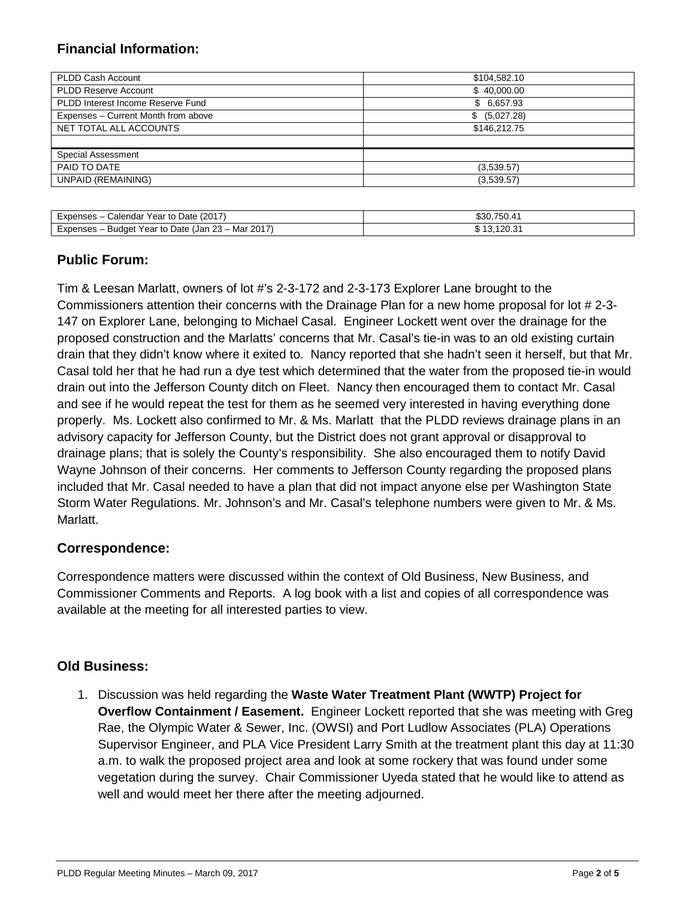## Financial Information:

| | |
|---|---|
| PLDD Cash Account | $104,582.10 |
| PLDD Reserve Account | $ 40,000.00 |
| PLDD Interest Income Reserve Fund | $ 6,657.93 |
| Expenses – Current Month from above | $ (5,027.28) |
| NET TOTAL ALL ACCOUNTS | $146,212.75 |
| | |
| Special Assessment | |
| PAID TO DATE | (3,539.57) |
| UNPAID (REMAINING) | (3,539.57) |

| | |
|---|---|
| Expenses – Calendar Year to Date (2017) | $30,750.41 |
| Expenses – Budget Year to Date (Jan 23 – Mar 2017) | $ 13,120.31 |

## Public Forum:

Tim & Leesan Marlatt, owners of lot #'s 2-3-172 and 2-3-173 Explorer Lane brought to the Commissioners attention their concerns with the Drainage Plan for a new home proposal for lot # 2-3-147 on Explorer Lane, belonging to Michael Casal. Engineer Lockett went over the drainage for the proposed construction and the Marlatts' concerns that Mr. Casal's tie-in was to an old existing curtain drain that they didn't know where it exited to. Nancy reported that she hadn't seen it herself, but that Mr. Casal told her that he had run a dye test which determined that the water from the proposed tie-in would drain out into the Jefferson County ditch on Fleet. Nancy then encouraged them to contact Mr. Casal and see if he would repeat the test for them as he seemed very interested in having everything done properly. Ms. Lockett also confirmed to Mr. & Ms. Marlatt that the PLDD reviews drainage plans in an advisory capacity for Jefferson County, but the District does not grant approval or disapproval to drainage plans; that is solely the County's responsibility. She also encouraged them to notify David Wayne Johnson of their concerns. Her comments to Jefferson County regarding the proposed plans included that Mr. Casal needed to have a plan that did not impact anyone else per Washington State Storm Water Regulations. Mr. Johnson's and Mr. Casal's telephone numbers were given to Mr. & Ms. Marlatt.

## Correspondence:

Correspondence matters were discussed within the context of Old Business, New Business, and Commissioner Comments and Reports. A log book with a list and copies of all correspondence was available at the meeting for all interested parties to view.

## Old Business:

1. Discussion was held regarding the **Waste Water Treatment Plant (WWTP) Project for Overflow Containment / Easement.** Engineer Lockett reported that she was meeting with Greg Rae, the Olympic Water & Sewer, Inc. (OWSI) and Port Ludlow Associates (PLA) Operations Supervisor Engineer, and PLA Vice President Larry Smith at the treatment plant this day at 11:30 a.m. to walk the proposed project area and look at some rockery that was found under some vegetation during the survey. Chair Commissioner Uyeda stated that he would like to attend as well and would meet her there after the meeting adjourned.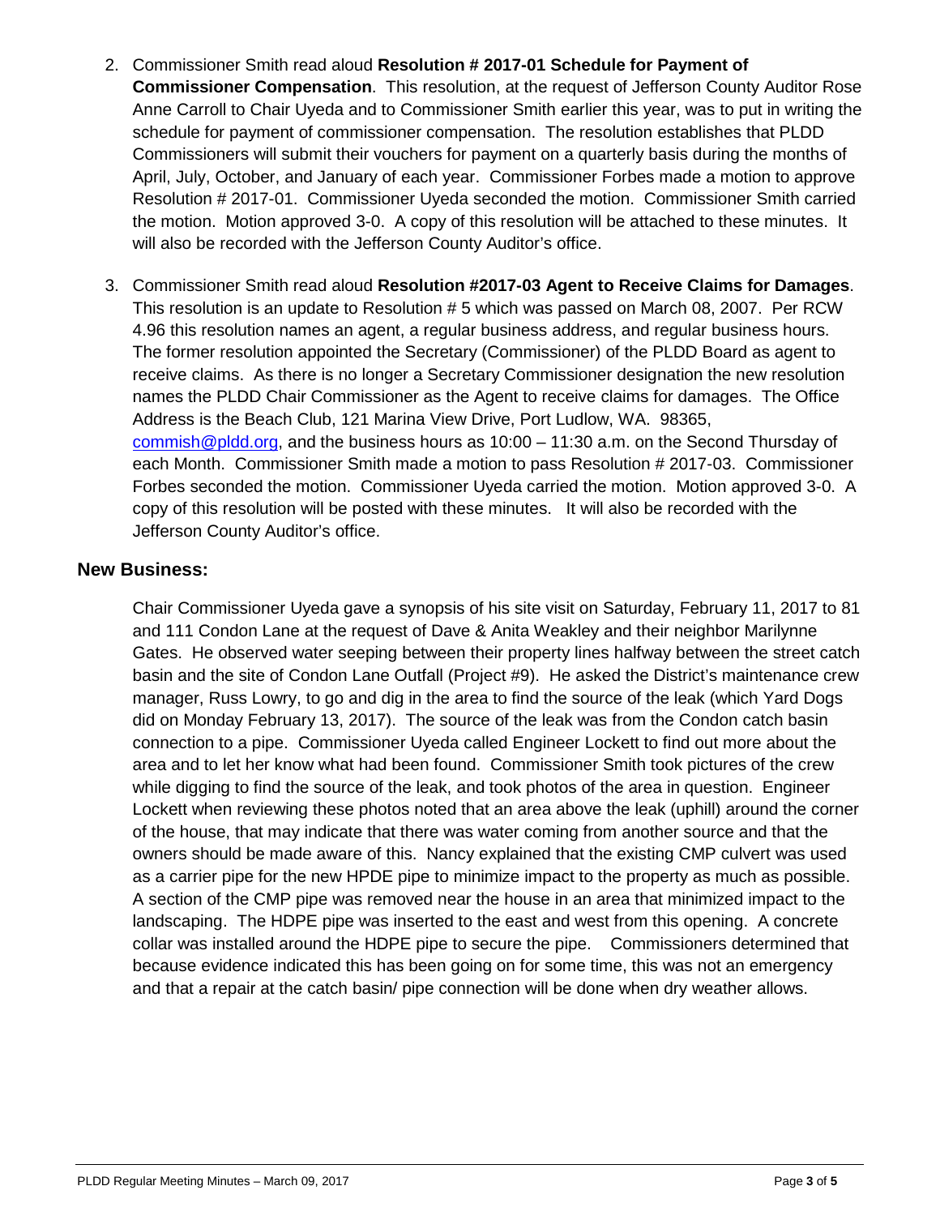2. Commissioner Smith read aloud **Resolution # 2017-01 Schedule for Payment of Commissioner Compensation**. This resolution, at the request of Jefferson County Auditor Rose Anne Carroll to Chair Uyeda and to Commissioner Smith earlier this year, was to put in writing the schedule for payment of commissioner compensation. The resolution establishes that PLDD Commissioners will submit their vouchers for payment on a quarterly basis during the months of April, July, October, and January of each year. Commissioner Forbes made a motion to approve Resolution # 2017-01. Commissioner Uyeda seconded the motion. Commissioner Smith carried the motion. Motion approved 3-0. A copy of this resolution will be attached to these minutes. It will also be recorded with the Jefferson County Auditor's office.

3. Commissioner Smith read aloud **Resolution #2017-03 Agent to Receive Claims for Damages**. This resolution is an update to Resolution # 5 which was passed on March 08, 2007. Per RCW 4.96 this resolution names an agent, a regular business address, and regular business hours. The former resolution appointed the Secretary (Commissioner) of the PLDD Board as agent to receive claims. As there is no longer a Secretary Commissioner designation the new resolution names the PLDD Chair Commissioner as the Agent to receive claims for damages. The Office Address is the Beach Club, 121 Marina View Drive, Port Ludlow, WA. 98365, commish@pldd.org, and the business hours as 10:00 – 11:30 a.m. on the Second Thursday of each Month. Commissioner Smith made a motion to pass Resolution # 2017-03. Commissioner Forbes seconded the motion. Commissioner Uyeda carried the motion. Motion approved 3-0. A copy of this resolution will be posted with these minutes. It will also be recorded with the Jefferson County Auditor's office.

## New Business:

Chair Commissioner Uyeda gave a synopsis of his site visit on Saturday, February 11, 2017 to 81 and 111 Condon Lane at the request of Dave & Anita Weakley and their neighbor Marilynne Gates. He observed water seeping between their property lines halfway between the street catch basin and the site of Condon Lane Outfall (Project #9). He asked the District's maintenance crew manager, Russ Lowry, to go and dig in the area to find the source of the leak (which Yard Dogs did on Monday February 13, 2017). The source of the leak was from the Condon catch basin connection to a pipe. Commissioner Uyeda called Engineer Lockett to find out more about the area and to let her know what had been found. Commissioner Smith took pictures of the crew while digging to find the source of the leak, and took photos of the area in question. Engineer Lockett when reviewing these photos noted that an area above the leak (uphill) around the corner of the house, that may indicate that there was water coming from another source and that the owners should be made aware of this. Nancy explained that the existing CMP culvert was used as a carrier pipe for the new HPDE pipe to minimize impact to the property as much as possible. A section of the CMP pipe was removed near the house in an area that minimized impact to the landscaping. The HDPE pipe was inserted to the east and west from this opening. A concrete collar was installed around the HDPE pipe to secure the pipe. Commissioners determined that because evidence indicated this has been going on for some time, this was not an emergency and that a repair at the catch basin/ pipe connection will be done when dry weather allows.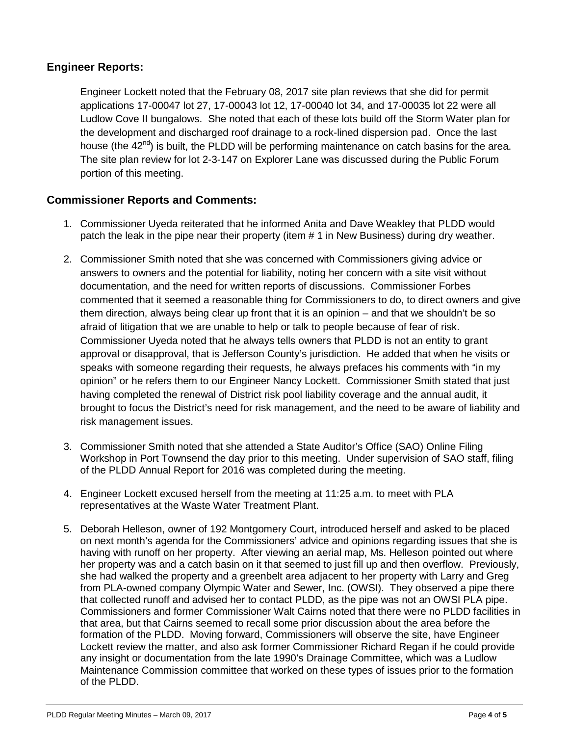## Engineer Reports:

Engineer Lockett noted that the February 08, 2017 site plan reviews that she did for permit applications 17-00047 lot 27, 17-00043 lot 12, 17-00040 lot 34, and 17-00035 lot 22 were all Ludlow Cove II bungalows. She noted that each of these lots build off the Storm Water plan for the development and discharged roof drainage to a rock-lined dispersion pad. Once the last house (the 42nd) is built, the PLDD will be performing maintenance on catch basins for the area. The site plan review for lot 2-3-147 on Explorer Lane was discussed during the Public Forum portion of this meeting.

## Commissioner Reports and Comments:

1. Commissioner Uyeda reiterated that he informed Anita and Dave Weakley that PLDD would patch the leak in the pipe near their property (item # 1 in New Business) during dry weather.

2. Commissioner Smith noted that she was concerned with Commissioners giving advice or answers to owners and the potential for liability, noting her concern with a site visit without documentation, and the need for written reports of discussions. Commissioner Forbes commented that it seemed a reasonable thing for Commissioners to do, to direct owners and give them direction, always being clear up front that it is an opinion – and that we shouldn't be so afraid of litigation that we are unable to help or talk to people because of fear of risk. Commissioner Uyeda noted that he always tells owners that PLDD is not an entity to grant approval or disapproval, that is Jefferson County's jurisdiction. He added that when he visits or speaks with someone regarding their requests, he always prefaces his comments with "in my opinion" or he refers them to our Engineer Nancy Lockett. Commissioner Smith stated that just having completed the renewal of District risk pool liability coverage and the annual audit, it brought to focus the District's need for risk management, and the need to be aware of liability and risk management issues.

3. Commissioner Smith noted that she attended a State Auditor's Office (SAO) Online Filing Workshop in Port Townsend the day prior to this meeting. Under supervision of SAO staff, filing of the PLDD Annual Report for 2016 was completed during the meeting.

4. Engineer Lockett excused herself from the meeting at 11:25 a.m. to meet with PLA representatives at the Waste Water Treatment Plant.

5. Deborah Helleson, owner of 192 Montgomery Court, introduced herself and asked to be placed on next month's agenda for the Commissioners' advice and opinions regarding issues that she is having with runoff on her property. After viewing an aerial map, Ms. Helleson pointed out where her property was and a catch basin on it that seemed to just fill up and then overflow. Previously, she had walked the property and a greenbelt area adjacent to her property with Larry and Greg from PLA-owned company Olympic Water and Sewer, Inc. (OWSI). They observed a pipe there that collected runoff and advised her to contact PLDD, as the pipe was not an OWSI PLA pipe. Commissioners and former Commissioner Walt Cairns noted that there were no PLDD facilities in that area, but that Cairns seemed to recall some prior discussion about the area before the formation of the PLDD. Moving forward, Commissioners will observe the site, have Engineer Lockett review the matter, and also ask former Commissioner Richard Regan if he could provide any insight or documentation from the late 1990's Drainage Committee, which was a Ludlow Maintenance Commission committee that worked on these types of issues prior to the formation of the PLDD.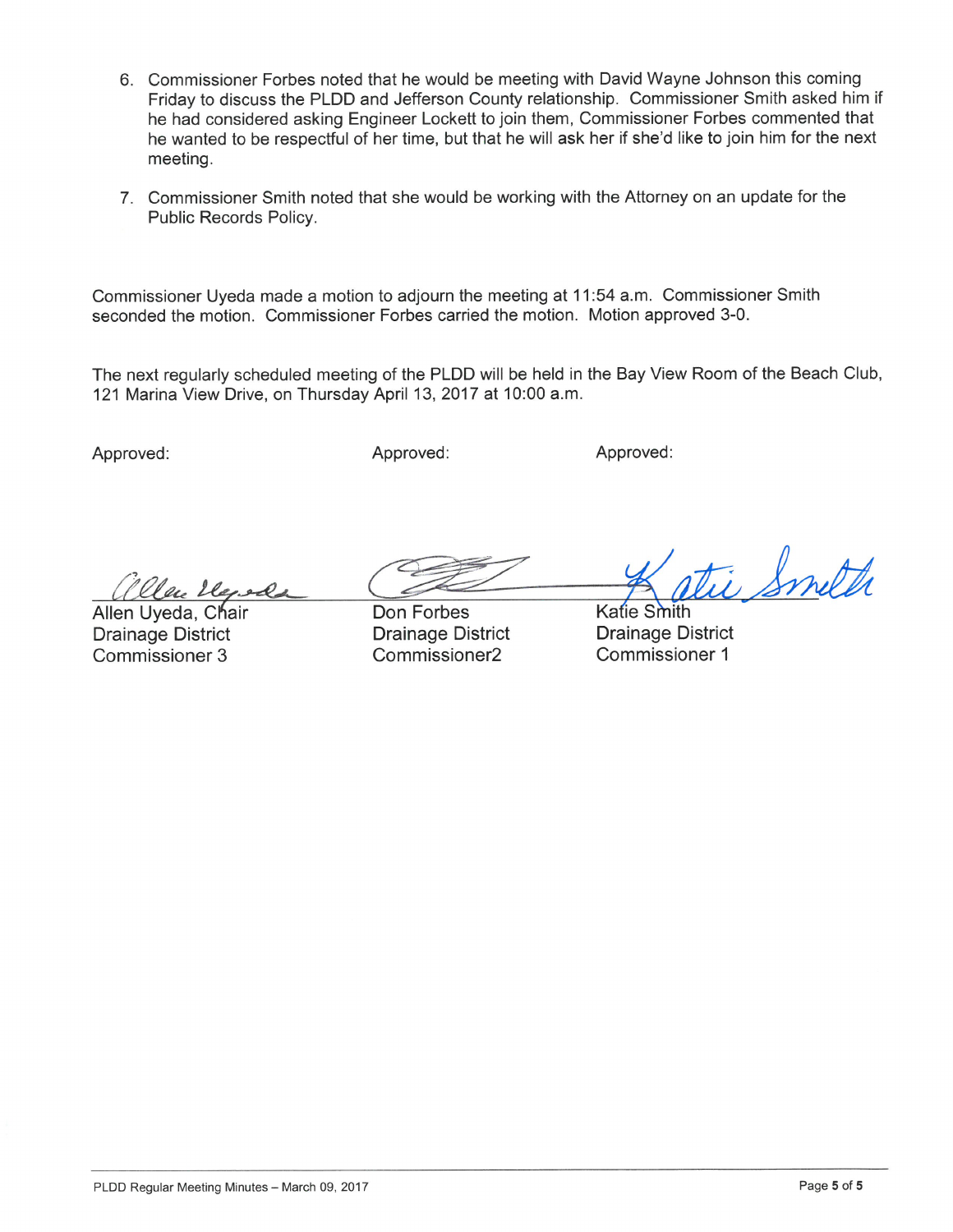6. Commissioner Forbes noted that he would be meeting with David Wayne Johnson this coming Friday to discuss the PLDD and Jefferson County relationship. Commissioner Smith asked him if he had considered asking Engineer Lockett to join them, Commissioner Forbes commented that he wanted to be respectful of her time, but that he will ask her if she'd like to join him for the next meeting.

7. Commissioner Smith noted that she would be working with the Attorney on an update for the Public Records Policy.

Commissioner Uyeda made a motion to adjourn the meeting at 11:54 a.m. Commissioner Smith seconded the motion. Commissioner Forbes carried the motion. Motion approved 3-0.

The next regularly scheduled meeting of the PLDD will be held in the Bay View Room of the Beach Club, 121 Marina View Drive, on Thursday April 13, 2017 at 10:00 a.m.

| | | |
|---|---|---|
| Approved: | Approved: | Approved: |
| Allen Uyeda, Chair<br>Drainage District<br>Commissioner 3 | Don Forbes<br>Drainage District<br>Commissioner2 | Katie Smith<br>Drainage District<br>Commissioner 1 |

PLDD Regular Meeting Minutes – March 09, 2017